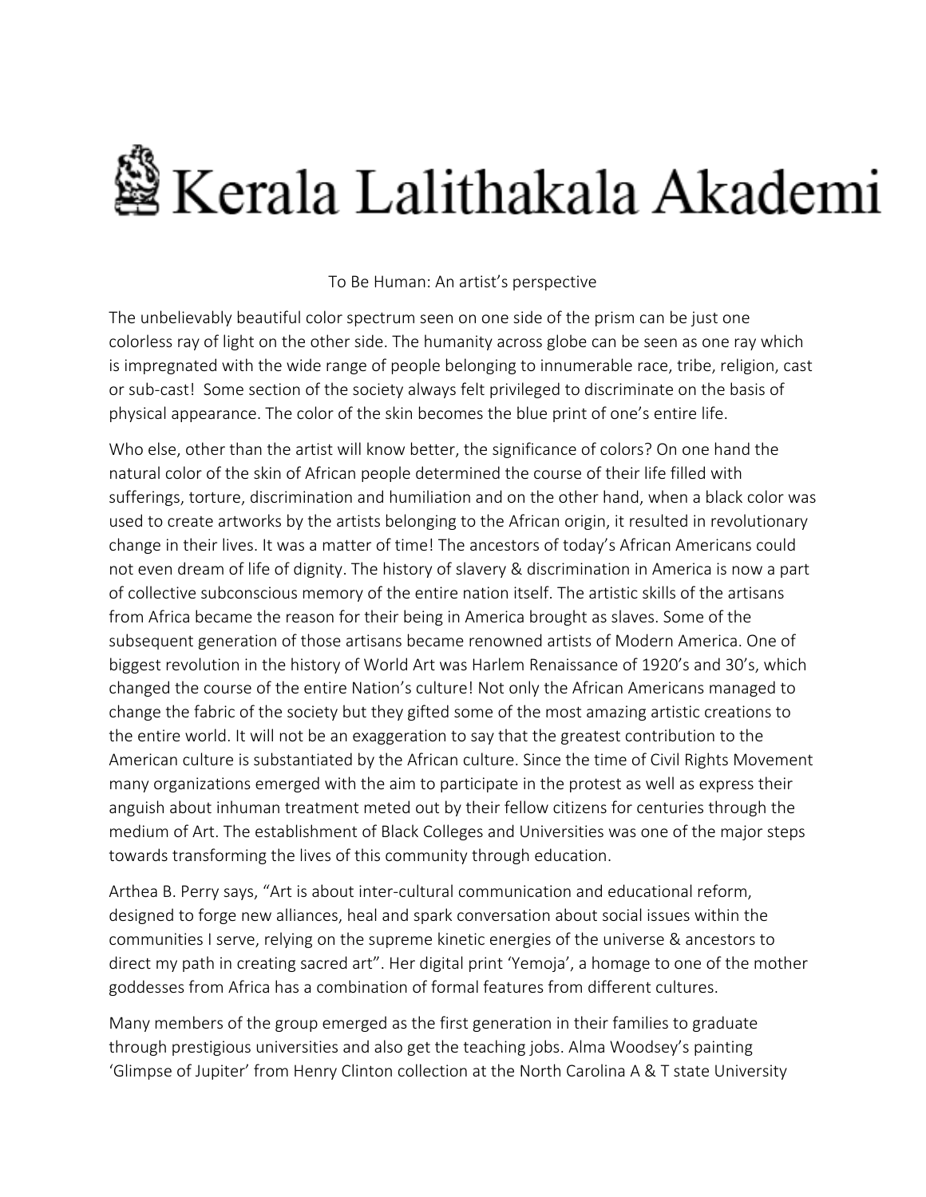# Kerala Lalithakala Akademi

To Be Human: An artist's perspective

The unbelievably beautiful color spectrum seen on one side of the prism can be just one colorless ray of light on the other side. The humanity across globe can be seen as one ray which is impregnated with the wide range of people belonging to innumerable race, tribe, religion, cast or sub-cast! Some section of the society always felt privileged to discriminate on the basis of physical appearance. The color of the skin becomes the blue print of one's entire life.

Who else, other than the artist will know better, the significance of colors? On one hand the natural color of the skin of African people determined the course of their life filled with sufferings, torture, discrimination and humiliation and on the other hand, when a black color was used to create artworks by the artists belonging to the African origin, it resulted in revolutionary change in their lives. It was a matter of time! The ancestors of today's African Americans could not even dream of life of dignity. The history of slavery & discrimination in America is now a part of collective subconscious memory of the entire nation itself. The artistic skills of the artisans from Africa became the reason for their being in America brought as slaves. Some of the subsequent generation of those artisans became renowned artists of Modern America. One of biggest revolution in the history of World Art was Harlem Renaissance of 1920's and 30's, which changed the course of the entire Nation's culture! Not only the African Americans managed to change the fabric of the society but they gifted some of the most amazing artistic creations to the entire world. It will not be an exaggeration to say that the greatest contribution to the American culture is substantiated by the African culture. Since the time of Civil Rights Movement many organizations emerged with the aim to participate in the protest as well as express their anguish about inhuman treatment meted out by their fellow citizens for centuries through the medium of Art. The establishment of Black Colleges and Universities was one of the major steps towards transforming the lives of this community through education.

Arthea B. Perry says, "Art is about inter-cultural communication and educational reform, designed to forge new alliances, heal and spark conversation about social issues within the communities I serve, relying on the supreme kinetic energies of the universe & ancestors to direct my path in creating sacred art". Her digital print 'Yemoja', a homage to one of the mother goddesses from Africa has a combination of formal features from different cultures.

Many members of the group emerged as the first generation in their families to graduate through prestigious universities and also get the teaching jobs. Alma Woodsey's painting 'Glimpse of Jupiter' from Henry Clinton collection at the North Carolina A & T state University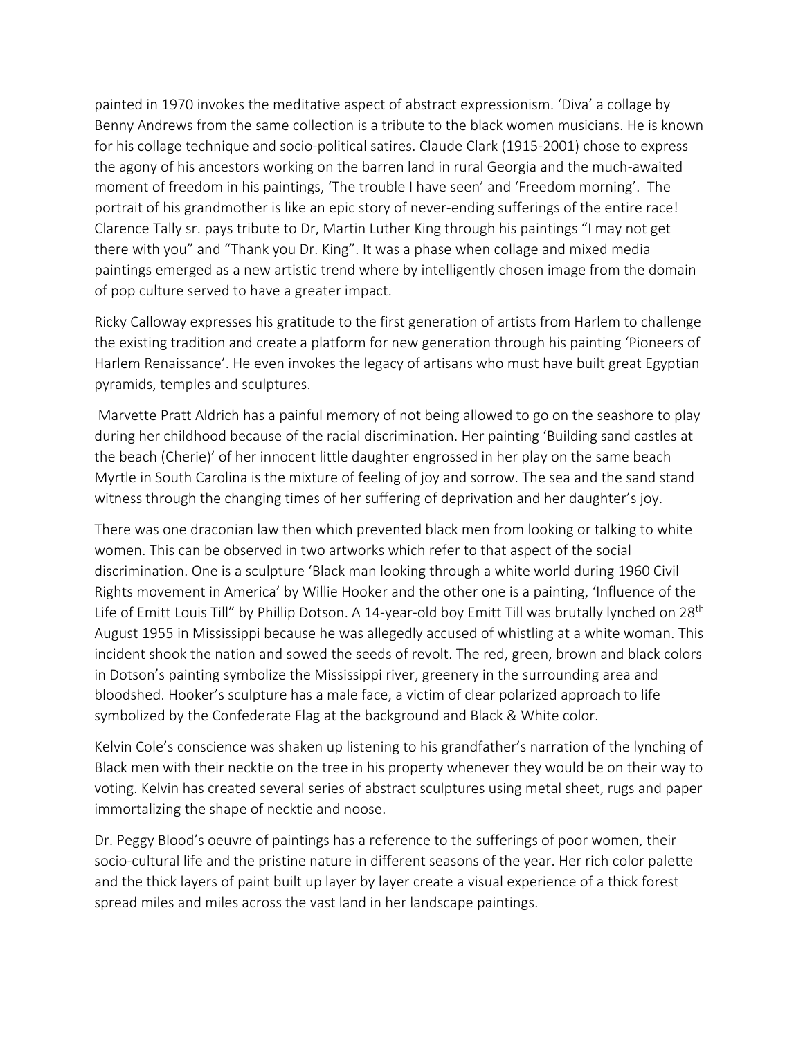painted in 1970 invokes the meditative aspect of abstract expressionism. 'Diva' a collage by Benny Andrews from the same collection is a tribute to the black women musicians. He is known for his collage technique and socio-political satires. Claude Clark (1915-2001) chose to express the agony of his ancestors working on the barren land in rural Georgia and the much-awaited moment of freedom in his paintings, 'The trouble I have seen' and 'Freedom morning'. The portrait of his grandmother is like an epic story of never-ending sufferings of the entire race! Clarence Tally sr. pays tribute to Dr, Martin Luther King through his paintings "I may not get there with you" and "Thank you Dr. King". It was a phase when collage and mixed media paintings emerged as a new artistic trend where by intelligently chosen image from the domain of pop culture served to have a greater impact.

Ricky Calloway expresses his gratitude to the first generation of artists from Harlem to challenge the existing tradition and create a platform for new generation through his painting 'Pioneers of Harlem Renaissance'. He even invokes the legacy of artisans who must have built great Egyptian pyramids, temples and sculptures.

Marvette Pratt Aldrich has a painful memory of not being allowed to go on the seashore to play during her childhood because of the racial discrimination. Her painting 'Building sand castles at the beach (Cherie)' of her innocent little daughter engrossed in her play on the same beach Myrtle in South Carolina is the mixture of feeling of joy and sorrow. The sea and the sand stand witness through the changing times of her suffering of deprivation and her daughter's joy.

There was one draconian law then which prevented black men from looking or talking to white women. This can be observed in two artworks which refer to that aspect of the social discrimination. One is a sculpture 'Black man looking through a white world during 1960 Civil Rights movement in America' by Willie Hooker and the other one is a painting, 'Influence of the Life of Emitt Louis Till" by Phillip Dotson. A 14-year-old boy Emitt Till was brutally lynched on 28th August 1955 in Mississippi because he was allegedly accused of whistling at a white woman. This incident shook the nation and sowed the seeds of revolt. The red, green, brown and black colors in Dotson's painting symbolize the Mississippi river, greenery in the surrounding area and bloodshed. Hooker's sculpture has a male face, a victim of clear polarized approach to life symbolized by the Confederate Flag at the background and Black & White color.

Kelvin Cole's conscience was shaken up listening to his grandfather's narration of the lynching of Black men with their necktie on the tree in his property whenever they would be on their way to voting. Kelvin has created several series of abstract sculptures using metal sheet, rugs and paper immortalizing the shape of necktie and noose.

Dr. Peggy Blood's oeuvre of paintings has a reference to the sufferings of poor women, their socio-cultural life and the pristine nature in different seasons of the year. Her rich color palette and the thick layers of paint built up layer by layer create a visual experience of a thick forest spread miles and miles across the vast land in her landscape paintings.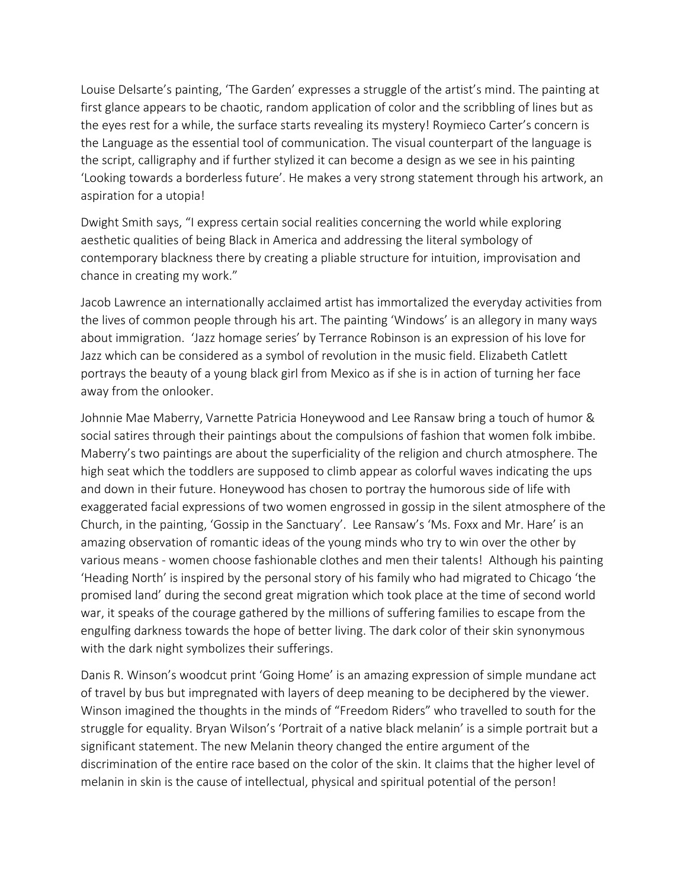Louise Delsarte's painting, 'The Garden' expresses a struggle of the artist's mind. The painting at first glance appears to be chaotic, random application of color and the scribbling of lines but as the eyes rest for a while, the surface starts revealing its mystery! Roymieco Carter's concern is the Language as the essential tool of communication. The visual counterpart of the language is the script, calligraphy and if further stylized it can become a design as we see in his painting 'Looking towards a borderless future'. He makes a very strong statement through his artwork, an aspiration for a utopia!

Dwight Smith says, "I express certain social realities concerning the world while exploring aesthetic qualities of being Black in America and addressing the literal symbology of contemporary blackness there by creating a pliable structure for intuition, improvisation and chance in creating my work."

Jacob Lawrence an internationally acclaimed artist has immortalized the everyday activities from the lives of common people through his art. The painting 'Windows' is an allegory in many ways about immigration. 'Jazz homage series' by Terrance Robinson is an expression of his love for Jazz which can be considered as a symbol of revolution in the music field. Elizabeth Catlett portrays the beauty of a young black girl from Mexico as if she is in action of turning her face away from the onlooker.

Johnnie Mae Maberry, Varnette Patricia Honeywood and Lee Ransaw bring a touch of humor & social satires through their paintings about the compulsions of fashion that women folk imbibe. Maberry's two paintings are about the superficiality of the religion and church atmosphere. The high seat which the toddlers are supposed to climb appear as colorful waves indicating the ups and down in their future. Honeywood has chosen to portray the humorous side of life with exaggerated facial expressions of two women engrossed in gossip in the silent atmosphere of the Church, in the painting, 'Gossip in the Sanctuary'. Lee Ransaw's 'Ms. Foxx and Mr. Hare' is an amazing observation of romantic ideas of the young minds who try to win over the other by various means - women choose fashionable clothes and men their talents! Although his painting 'Heading North' is inspired by the personal story of his family who had migrated to Chicago 'the promised land' during the second great migration which took place at the time of second world war, it speaks of the courage gathered by the millions of suffering families to escape from the engulfing darkness towards the hope of better living. The dark color of their skin synonymous with the dark night symbolizes their sufferings.

Danis R. Winson's woodcut print 'Going Home' is an amazing expression of simple mundane act of travel by bus but impregnated with layers of deep meaning to be deciphered by the viewer. Winson imagined the thoughts in the minds of "Freedom Riders" who travelled to south for the struggle for equality. Bryan Wilson's 'Portrait of a native black melanin' is a simple portrait but a significant statement. The new Melanin theory changed the entire argument of the discrimination of the entire race based on the color of the skin. It claims that the higher level of melanin in skin is the cause of intellectual, physical and spiritual potential of the person!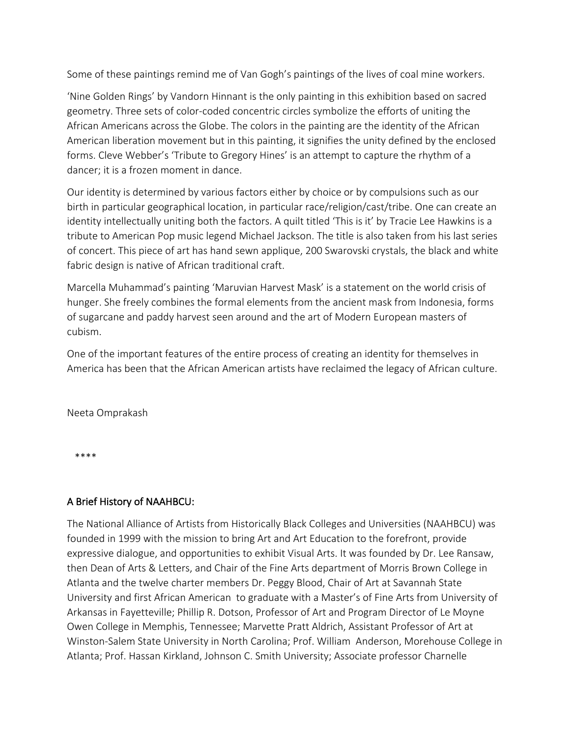Some of these paintings remind me of Van Gogh's paintings of the lives of coal mine workers.

'Nine Golden Rings' by Vandorn Hinnant is the only painting in this exhibition based on sacred geometry. Three sets of color-coded concentric circles symbolize the efforts of uniting the African Americans across the Globe. The colors in the painting are the identity of the African American liberation movement but in this painting, it signifies the unity defined by the enclosed forms. Cleve Webber's 'Tribute to Gregory Hines' is an attempt to capture the rhythm of a dancer; it is a frozen moment in dance.

Our identity is determined by various factors either by choice or by compulsions such as our birth in particular geographical location, in particular race/religion/cast/tribe. One can create an identity intellectually uniting both the factors. A quilt titled 'This is it' by Tracie Lee Hawkins is a tribute to American Pop music legend Michael Jackson. The title is also taken from his last series of concert. This piece of art has hand sewn applique, 200 Swarovski crystals, the black and white fabric design is native of African traditional craft.

Marcella Muhammad's painting 'Maruvian Harvest Mask' is a statement on the world crisis of hunger. She freely combines the formal elements from the ancient mask from Indonesia, forms of sugarcane and paddy harvest seen around and the art of Modern European masters of cubism.

One of the important features of the entire process of creating an identity for themselves in America has been that the African American artists have reclaimed the legacy of African culture.

Neeta Omprakash

****

## A Brief History of NAAHBCU:

The National Alliance of Artists from Historically Black Colleges and Universities (NAAHBCU) was founded in 1999 with the mission to bring Art and Art Education to the forefront, provide expressive dialogue, and opportunities to exhibit Visual Arts. It was founded by Dr. Lee Ransaw, then Dean of Arts & Letters, and Chair of the Fine Arts department of Morris Brown College in Atlanta and the twelve charter members Dr. Peggy Blood, Chair of Art at Savannah State University and first African American to graduate with a Master's of Fine Arts from University of Arkansas in Fayetteville; Phillip R. Dotson, Professor of Art and Program Director of Le Moyne Owen College in Memphis, Tennessee; Marvette Pratt Aldrich, Assistant Professor of Art at Winston-Salem State University in North Carolina; Prof. William Anderson, Morehouse College in Atlanta; Prof. Hassan Kirkland, Johnson C. Smith University; Associate professor Charnelle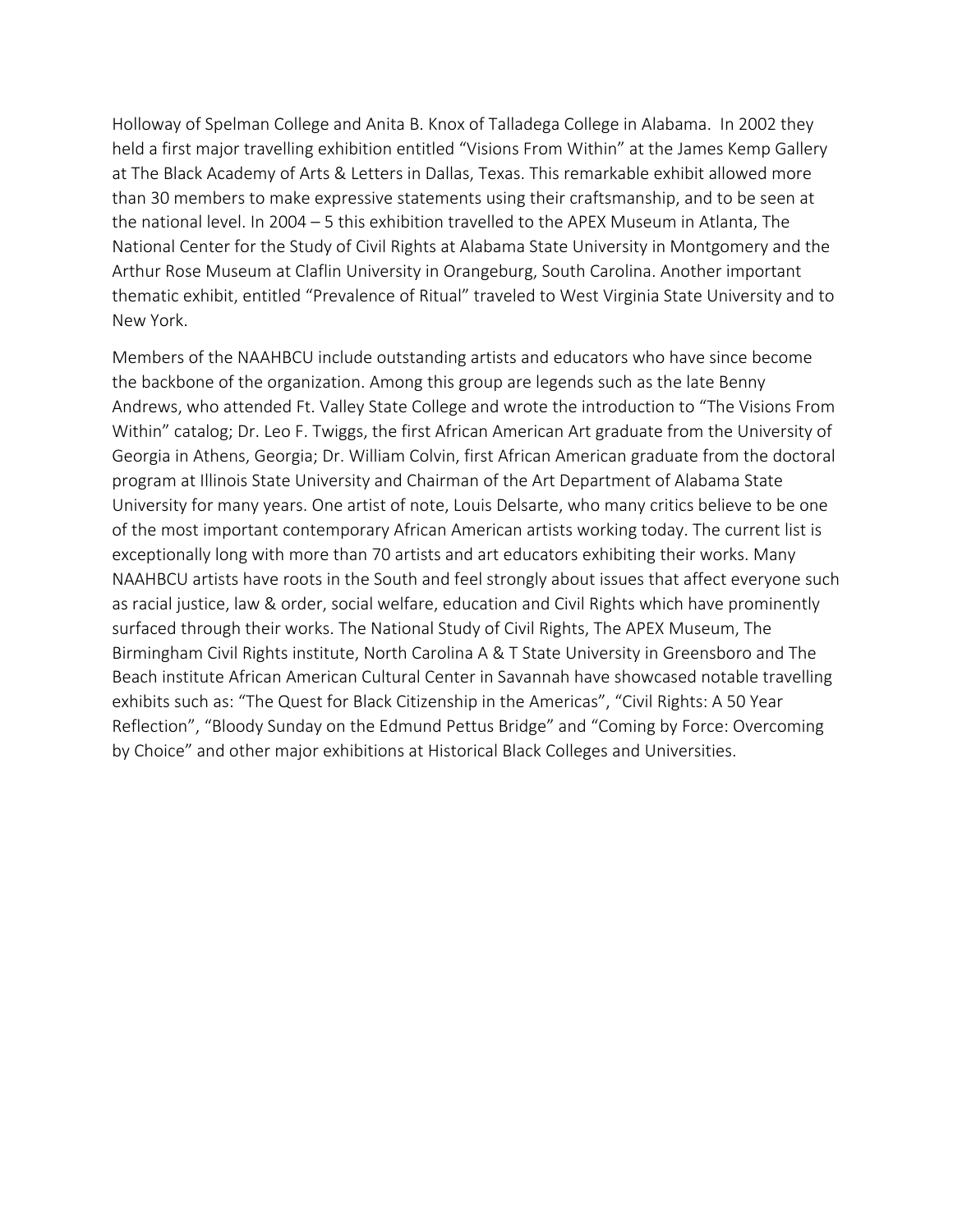Holloway of Spelman College and Anita B. Knox of Talladega College in Alabama. In 2002 they held a first major travelling exhibition entitled "Visions From Within" at the James Kemp Gallery at The Black Academy of Arts & Letters in Dallas, Texas. This remarkable exhibit allowed more than 30 members to make expressive statements using their craftsmanship, and to be seen at the national level. In 2004 – 5 this exhibition travelled to the APEX Museum in Atlanta, The National Center for the Study of Civil Rights at Alabama State University in Montgomery and the Arthur Rose Museum at Claflin University in Orangeburg, South Carolina. Another important thematic exhibit, entitled "Prevalence of Ritual" traveled to West Virginia State University and to New York.

Members of the NAAHBCU include outstanding artists and educators who have since become the backbone of the organization. Among this group are legends such as the late Benny Andrews, who attended Ft. Valley State College and wrote the introduction to "The Visions From Within" catalog; Dr. Leo F. Twiggs, the first African American Art graduate from the University of Georgia in Athens, Georgia; Dr. William Colvin, first African American graduate from the doctoral program at Illinois State University and Chairman of the Art Department of Alabama State University for many years. One artist of note, Louis Delsarte, who many critics believe to be one of the most important contemporary African American artists working today. The current list is exceptionally long with more than 70 artists and art educators exhibiting their works. Many NAAHBCU artists have roots in the South and feel strongly about issues that affect everyone such as racial justice, law & order, social welfare, education and Civil Rights which have prominently surfaced through their works. The National Study of Civil Rights, The APEX Museum, The Birmingham Civil Rights institute, North Carolina A & T State University in Greensboro and The Beach institute African American Cultural Center in Savannah have showcased notable travelling exhibits such as: "The Quest for Black Citizenship in the Americas", "Civil Rights: A 50 Year Reflection", "Bloody Sunday on the Edmund Pettus Bridge" and "Coming by Force: Overcoming by Choice" and other major exhibitions at Historical Black Colleges and Universities.